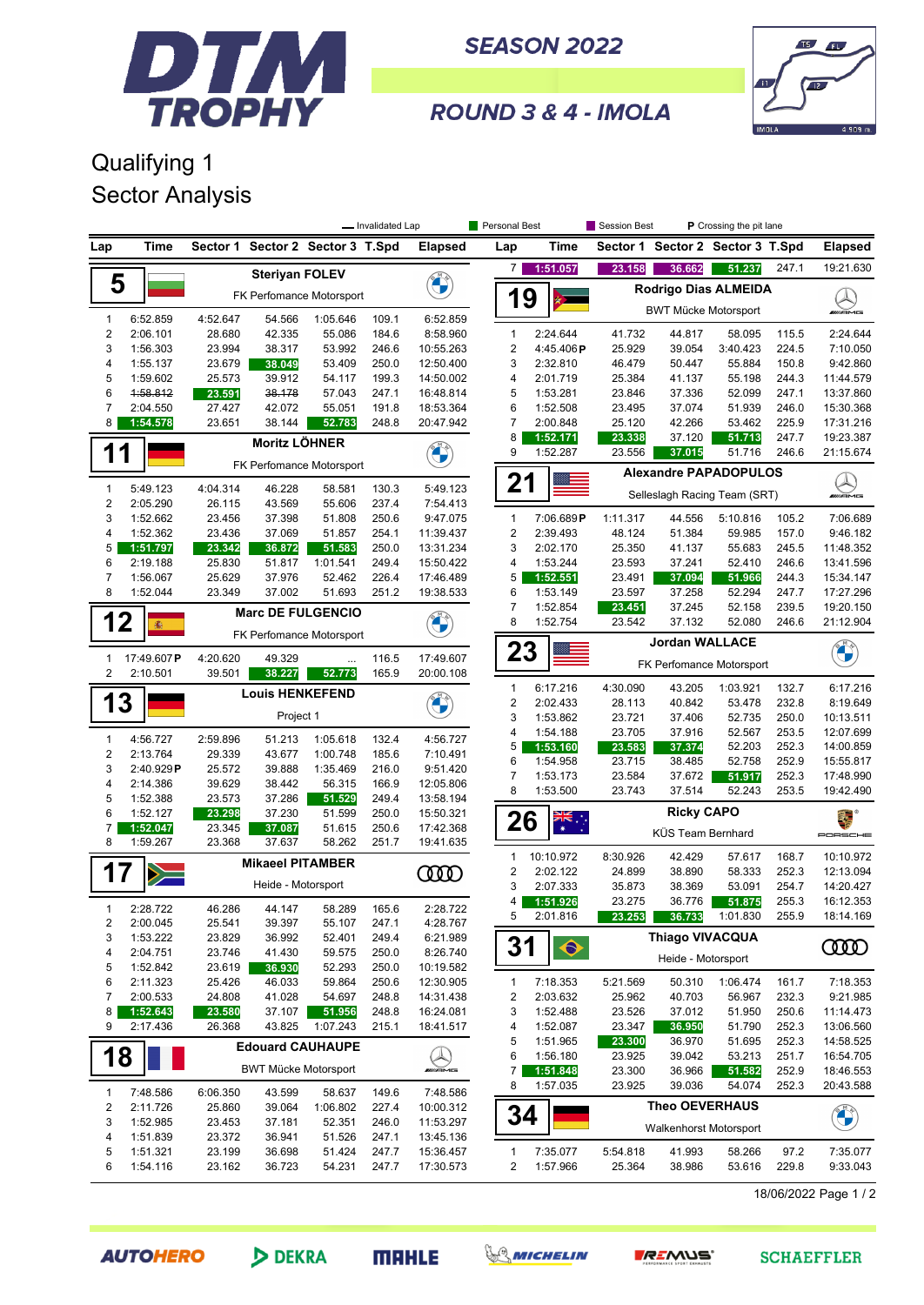# DTM TROPHY

**SEASON 2022**

**ROUND 3 & 4 - IMOLA**

## Qualifying 1
## Sector Analysis

— Invalidated Lap | Personal Best | Session Best | P Crossing the pit lane

### 5 — Steriyan FOLEV — FK Perfomance Motorsport

| Lap | Time | Sector 1 | Sector 2 | Sector 3 | T.Spd | Elapsed |
|---|---|---|---|---|---|---|
| 1 | 6:52.859 | 4:52.647 | 54.566 | 1:05.646 | 109.1 | 6:52.859 |
| 2 | 2:06.101 | 28.680 | 42.335 | 55.086 | 184.6 | 8:58.960 |
| 3 | 1:56.303 | 23.994 | 38.317 | 53.992 | 246.6 | 10:55.263 |
| 4 | 1:55.137 | 23.679 | 38.049 | 53.409 | 250.0 | 12:50.400 |
| 5 | 1:59.602 | 25.573 | 39.912 | 54.117 | 199.3 | 14:50.002 |
| 6 | ~~1:58.812~~ | 23.591 | ~~38.178~~ | 57.043 | 247.1 | 16:48.814 |
| 7 | 2:04.550 | 27.427 | 42.072 | 55.051 | 191.8 | 18:53.364 |
| 8 | 1:54.578 | 23.651 | 38.144 | 52.783 | 248.8 | 20:47.942 |

### 11 — Moritz LÖHNER — FK Perfomance Motorsport

| Lap | Time | Sector 1 | Sector 2 | Sector 3 | T.Spd | Elapsed |
|---|---|---|---|---|---|---|
| 1 | 5:49.123 | 4:04.314 | 46.228 | 58.581 | 130.3 | 5:49.123 |
| 2 | 2:05.290 | 26.115 | 43.569 | 55.606 | 237.4 | 7:54.413 |
| 3 | 1:52.662 | 23.456 | 37.398 | 51.808 | 250.6 | 9:47.075 |
| 4 | 1:52.362 | 23.436 | 37.069 | 51.857 | 254.1 | 11:39.437 |
| 5 | 1:51.797 | 23.342 | 36.872 | 51.583 | 250.0 | 13:31.234 |
| 6 | 2:19.188 | 25.830 | 51.817 | 1:01.541 | 249.4 | 15:50.422 |
| 7 | 1:56.067 | 25.629 | 37.976 | 52.462 | 226.4 | 17:46.489 |
| 8 | 1:52.044 | 23.349 | 37.002 | 51.693 | 251.2 | 19:38.533 |

### 12 — Marc DE FULGENCIO — FK Perfomance Motorsport

| Lap | Time | Sector 1 | Sector 2 | Sector 3 | T.Spd | Elapsed |
|---|---|---|---|---|---|---|
| 1 | 17:49.607 P | 4:20.620 | 49.329 | ... | 116.5 | 17:49.607 |
| 2 | 2:10.501 | 39.501 | 38.227 | 52.773 | 165.9 | 20:00.108 |

### 13 — Louis HENKEFEND — Project 1

| Lap | Time | Sector 1 | Sector 2 | Sector 3 | T.Spd | Elapsed |
|---|---|---|---|---|---|---|
| 1 | 4:56.727 | 2:59.896 | 51.213 | 1:05.618 | 132.4 | 4:56.727 |
| 2 | 2:13.764 | 29.339 | 43.677 | 1:00.748 | 185.6 | 7:10.491 |
| 3 | 2:40.929 P | 25.572 | 39.888 | 1:35.469 | 216.0 | 9:51.420 |
| 4 | 2:14.386 | 39.629 | 38.442 | 56.315 | 166.9 | 12:05.806 |
| 5 | 1:52.388 | 23.573 | 37.286 | 51.529 | 249.4 | 13:58.194 |
| 6 | 1:52.127 | 23.298 | 37.230 | 51.599 | 250.0 | 15:50.321 |
| 7 | 1:52.047 | 23.345 | 37.087 | 51.615 | 250.6 | 17:42.368 |
| 8 | 1:59.267 | 23.368 | 37.637 | 58.262 | 251.7 | 19:41.635 |

### 17 — Mikaeel PITAMBER — Heide - Motorsport

| Lap | Time | Sector 1 | Sector 2 | Sector 3 | T.Spd | Elapsed |
|---|---|---|---|---|---|---|
| 1 | 2:28.722 | 46.286 | 44.147 | 58.289 | 165.6 | 2:28.722 |
| 2 | 2:00.045 | 25.541 | 39.397 | 55.107 | 247.1 | 4:28.767 |
| 3 | 1:53.222 | 23.829 | 36.992 | 52.401 | 249.4 | 6:21.989 |
| 4 | 2:04.751 | 23.746 | 41.430 | 59.575 | 250.0 | 8:26.740 |
| 5 | 1:52.842 | 23.619 | 36.930 | 52.293 | 250.0 | 10:19.582 |
| 6 | 2:11.323 | 25.426 | 46.033 | 59.864 | 250.6 | 12:30.905 |
| 7 | 2:00.533 | 24.808 | 41.028 | 54.697 | 248.8 | 14:31.438 |
| 8 | 1:52.643 | 23.580 | 37.107 | 51.956 | 248.8 | 16:24.081 |
| 9 | 2:17.436 | 26.368 | 43.825 | 1:07.243 | 215.1 | 18:41.517 |

### 18 — Edouard CAUHAUPE — BWT Mücke Motorsport

| Lap | Time | Sector 1 | Sector 2 | Sector 3 | T.Spd | Elapsed |
|---|---|---|---|---|---|---|
| 1 | 7:48.586 | 6:06.350 | 43.599 | 58.637 | 149.6 | 7:48.586 |
| 2 | 2:11.726 | 25.860 | 39.064 | 1:06.802 | 227.4 | 10:00.312 |
| 3 | 1:52.985 | 23.453 | 37.181 | 52.351 | 246.0 | 11:53.297 |
| 4 | 1:51.839 | 23.372 | 36.941 | 51.526 | 247.1 | 13:45.136 |
| 5 | 1:51.321 | 23.199 | 36.698 | 51.424 | 247.7 | 15:36.457 |
| 6 | 1:54.116 | 23.162 | 36.723 | 54.231 | 247.7 | 17:30.573 |
| 7 | 1:51.057 | 23.158 | 36.662 | 51.237 | 247.1 | 19:21.630 |

### 19 — Rodrigo Dias ALMEIDA — BWT Mücke Motorsport

| Lap | Time | Sector 1 | Sector 2 | Sector 3 | T.Spd | Elapsed |
|---|---|---|---|---|---|---|
| 1 | 2:24.644 | 41.732 | 44.817 | 58.095 | 115.5 | 2:24.644 |
| 2 | 4:45.406 P | 25.929 | 39.054 | 3:40.423 | 224.5 | 7:10.050 |
| 3 | 2:32.810 | 46.479 | 50.447 | 55.884 | 150.8 | 9:42.860 |
| 4 | 2:01.719 | 25.384 | 41.137 | 55.198 | 244.3 | 11:44.579 |
| 5 | 1:53.281 | 23.846 | 37.336 | 52.099 | 247.1 | 13:37.860 |
| 6 | 1:52.508 | 23.495 | 37.074 | 51.939 | 246.0 | 15:30.368 |
| 7 | 2:00.848 | 25.120 | 42.266 | 53.462 | 225.9 | 17:31.216 |
| 8 | 1:52.171 | 23.338 | 37.120 | 51.713 | 247.7 | 19:23.387 |
| 9 | 1:52.287 | 23.556 | 37.015 | 51.716 | 246.6 | 21:15.674 |

### 21 — Alexandre PAPADOPULOS — Selleslagh Racing Team (SRT)

| Lap | Time | Sector 1 | Sector 2 | Sector 3 | T.Spd | Elapsed |
|---|---|---|---|---|---|---|
| 1 | 7:06.689 P | 1:11.317 | 44.556 | 5:10.816 | 105.2 | 7:06.689 |
| 2 | 2:39.493 | 48.124 | 51.384 | 59.985 | 157.0 | 9:46.182 |
| 3 | 2:02.170 | 25.350 | 41.137 | 55.683 | 245.5 | 11:48.352 |
| 4 | 1:53.244 | 23.593 | 37.241 | 52.410 | 246.6 | 13:41.596 |
| 5 | 1:52.551 | 23.491 | 37.094 | 51.966 | 244.3 | 15:34.147 |
| 6 | 1:53.149 | 23.597 | 37.258 | 52.294 | 247.7 | 17:27.296 |
| 7 | 1:52.854 | 23.451 | 37.245 | 52.158 | 239.5 | 19:20.150 |
| 8 | 1:52.754 | 23.542 | 37.132 | 52.080 | 246.6 | 21:12.904 |

### 23 — Jordan WALLACE — FK Perfomance Motorsport

| Lap | Time | Sector 1 | Sector 2 | Sector 3 | T.Spd | Elapsed |
|---|---|---|---|---|---|---|
| 1 | 6:17.216 | 4:30.090 | 43.205 | 1:03.921 | 132.7 | 6:17.216 |
| 2 | 2:02.433 | 28.113 | 40.842 | 53.478 | 232.8 | 8:19.649 |
| 3 | 1:53.862 | 23.721 | 37.406 | 52.735 | 250.0 | 10:13.511 |
| 4 | 1:54.188 | 23.705 | 37.916 | 52.567 | 253.5 | 12:07.699 |
| 5 | 1:53.160 | 23.583 | 37.374 | 52.203 | 252.3 | 14:00.859 |
| 6 | 1:54.958 | 23.715 | 38.485 | 52.758 | 252.9 | 15:55.817 |
| 7 | 1:53.173 | 23.584 | 37.672 | 51.917 | 252.3 | 17:48.990 |
| 8 | 1:53.500 | 23.743 | 37.514 | 52.243 | 253.5 | 19:42.490 |

### 26 — Ricky CAPO — KÜS Team Bernhard

| Lap | Time | Sector 1 | Sector 2 | Sector 3 | T.Spd | Elapsed |
|---|---|---|---|---|---|---|
| 1 | 10:10.972 | 8:30.926 | 42.429 | 57.617 | 168.7 | 10:10.972 |
| 2 | 2:02.122 | 24.899 | 38.890 | 58.333 | 252.3 | 12:13.094 |
| 3 | 2:07.333 | 35.873 | 38.369 | 53.091 | 254.7 | 14:20.427 |
| 4 | 1:51.926 | 23.275 | 36.776 | 51.875 | 255.3 | 16:12.353 |
| 5 | 2:01.816 | 23.253 | 36.733 | 1:01.830 | 255.9 | 18:14.169 |

### 31 — Thiago VIVACQUA — Heide - Motorsport

| Lap | Time | Sector 1 | Sector 2 | Sector 3 | T.Spd | Elapsed |
|---|---|---|---|---|---|---|
| 1 | 7:18.353 | 5:21.569 | 50.310 | 1:06.474 | 161.7 | 7:18.353 |
| 2 | 2:03.632 | 25.962 | 40.703 | 56.967 | 232.3 | 9:21.985 |
| 3 | 1:52.488 | 23.526 | 37.012 | 51.950 | 250.6 | 11:14.473 |
| 4 | 1:52.087 | 23.347 | 36.950 | 51.790 | 252.3 | 13:06.560 |
| 5 | 1:51.965 | 23.300 | 36.970 | 51.695 | 252.3 | 14:58.525 |
| 6 | 1:56.180 | 23.925 | 39.042 | 53.213 | 251.7 | 16:54.705 |
| 7 | 1:51.848 | 23.300 | 36.966 | 51.582 | 252.9 | 18:46.553 |
| 8 | 1:57.035 | 23.925 | 39.036 | 54.074 | 252.3 | 20:43.588 |

### 34 — Theo OEVERHAUS — Walkenhorst Motorsport

| Lap | Time | Sector 1 | Sector 2 | Sector 3 | T.Spd | Elapsed |
|---|---|---|---|---|---|---|
| 1 | 7:35.077 | 5:54.818 | 41.993 | 58.266 | 97.2 | 7:35.077 |
| 2 | 1:57.966 | 25.364 | 38.986 | 53.616 | 229.8 | 9:33.043 |

18/06/2022

AUTOHERO · DEKRA · MAHLE · MICHELIN · REMUS · SCHAEFFLER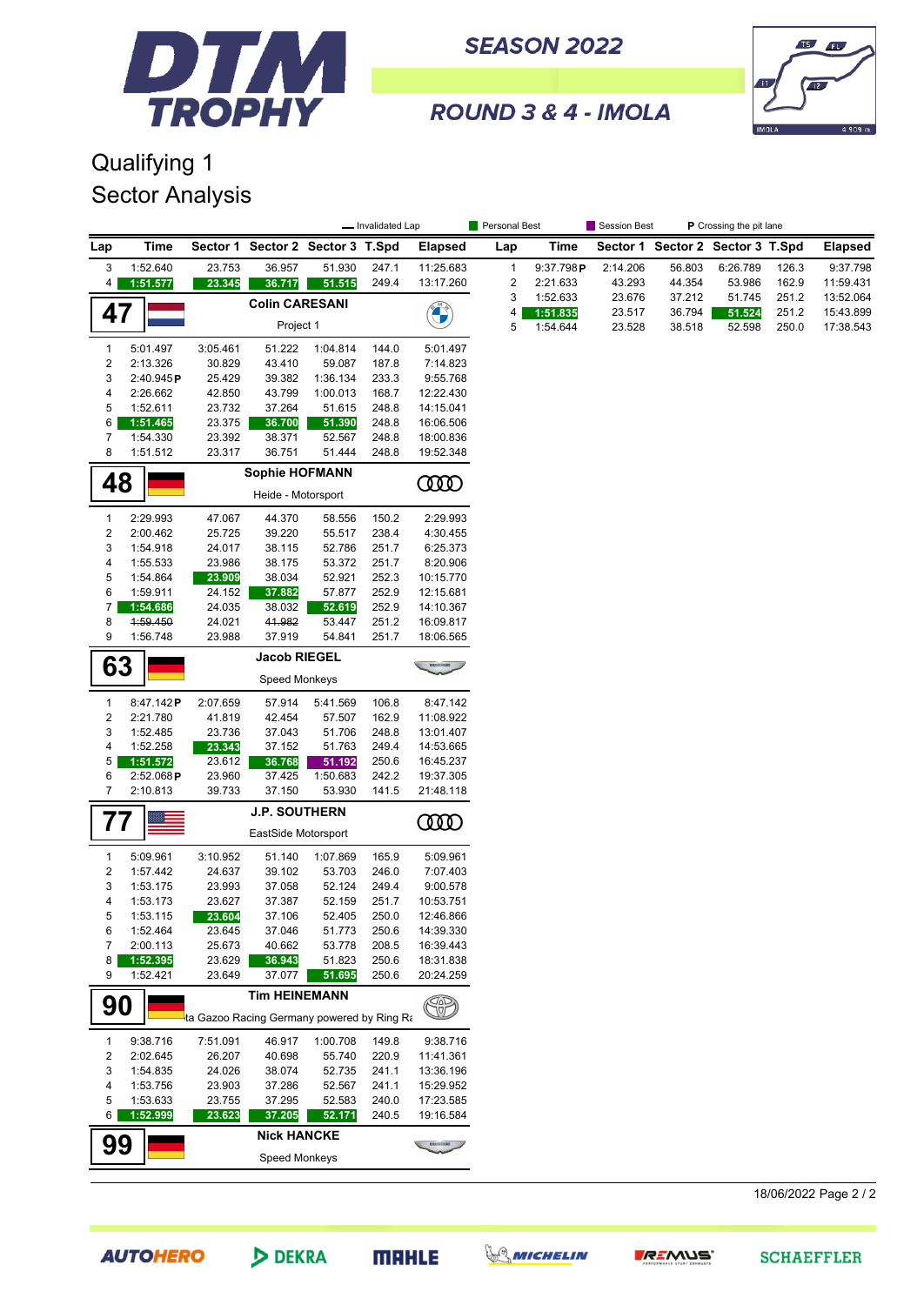# DTM TROPHY

SEASON 2022

ROUND 3 & 4 - IMOLA

## Qualifying 1

## Sector Analysis

— Invalidated Lap | Personal Best | Session Best | P Crossing the pit lane

| Lap | Time | Sector 1 | Sector 2 | Sector 3 | T.Spd | Elapsed |
|---|---|---|---|---|---|---|
| 3 | 1:52.640 | 23.753 | 36.957 | 51.930 | 247.1 | 11:25.683 |
| 4 | 1:51.577 | 23.345 | 36.717 | 51.515 | 249.4 | 13:17.260 |

**47** Colin CARESANI — Project 1

| Lap | Time | Sector 1 | Sector 2 | Sector 3 | T.Spd | Elapsed |
|---|---|---|---|---|---|---|
| 1 | 5:01.497 | 3:05.461 | 51.222 | 1:04.814 | 144.0 | 5:01.497 |
| 2 | 2:13.326 | 30.829 | 43.410 | 59.087 | 187.8 | 7:14.823 |
| 3 | 2:40.945 P | 25.429 | 39.382 | 1:36.134 | 233.3 | 9:55.768 |
| 4 | 2:26.662 | 42.850 | 43.799 | 1:00.013 | 168.7 | 12:22.430 |
| 5 | 1:52.611 | 23.732 | 37.264 | 51.615 | 248.8 | 14:15.041 |
| 6 | 1:51.465 | 23.375 | 36.700 | 51.390 | 248.8 | 16:06.506 |
| 7 | 1:54.330 | 23.392 | 38.371 | 52.567 | 248.8 | 18:00.836 |
| 8 | 1:51.512 | 23.317 | 36.751 | 51.444 | 248.8 | 19:52.348 |

**48** Sophie HOFMANN — Heide - Motorsport

| Lap | Time | Sector 1 | Sector 2 | Sector 3 | T.Spd | Elapsed |
|---|---|---|---|---|---|---|
| 1 | 2:29.993 | 47.067 | 44.370 | 58.556 | 150.2 | 2:29.993 |
| 2 | 2:00.462 | 25.725 | 39.220 | 55.517 | 238.4 | 4:30.455 |
| 3 | 1:54.918 | 24.017 | 38.115 | 52.786 | 251.7 | 6:25.373 |
| 4 | 1:55.533 | 23.986 | 38.175 | 53.372 | 251.7 | 8:20.906 |
| 5 | 1:54.864 | 23.909 | 38.034 | 52.921 | 252.3 | 10:15.770 |
| 6 | 1:59.911 | 24.152 | 37.882 | 57.877 | 252.9 | 12:15.681 |
| 7 | 1:54.686 | 24.035 | 38.032 | 52.619 | 252.9 | 14:10.367 |
| 8 | ~~1:59.450~~ | 24.021 | ~~41.982~~ | 53.447 | 251.2 | 16:09.817 |
| 9 | 1:56.748 | 23.988 | 37.919 | 54.841 | 251.7 | 18:06.565 |

**63** Jacob RIEGEL — Speed Monkeys

| Lap | Time | Sector 1 | Sector 2 | Sector 3 | T.Spd | Elapsed |
|---|---|---|---|---|---|---|
| 1 | 8:47.142 P | 2:07.659 | 57.914 | 5:41.569 | 106.8 | 8:47.142 |
| 2 | 2:21.780 | 41.819 | 42.454 | 57.507 | 162.9 | 11:08.922 |
| 3 | 1:52.485 | 23.736 | 37.043 | 51.706 | 248.8 | 13:01.407 |
| 4 | 1:52.258 | 23.343 | 37.152 | 51.763 | 249.4 | 14:53.665 |
| 5 | 1:51.572 | 23.612 | 36.768 | 51.192 | 250.6 | 16:45.237 |
| 6 | 2:52.068 P | 23.960 | 37.425 | 1:50.683 | 242.2 | 19:37.305 |
| 7 | 2:10.813 | 39.733 | 37.150 | 53.930 | 141.5 | 21:48.118 |

**77** J.P. SOUTHERN — EastSide Motorsport

| Lap | Time | Sector 1 | Sector 2 | Sector 3 | T.Spd | Elapsed |
|---|---|---|---|---|---|---|
| 1 | 5:09.961 | 3:10.952 | 51.140 | 1:07.869 | 165.9 | 5:09.961 |
| 2 | 1:57.442 | 24.637 | 39.102 | 53.703 | 246.0 | 7:07.403 |
| 3 | 1:53.175 | 23.993 | 37.058 | 52.124 | 249.4 | 9:00.578 |
| 4 | 1:53.173 | 23.627 | 37.387 | 52.159 | 251.7 | 10:53.751 |
| 5 | 1:53.115 | 23.604 | 37.106 | 52.405 | 250.0 | 12:46.866 |
| 6 | 1:52.464 | 23.645 | 37.046 | 51.773 | 250.6 | 14:39.330 |
| 7 | 2:00.113 | 25.673 | 40.662 | 53.778 | 208.5 | 16:39.443 |
| 8 | 1:52.395 | 23.629 | 36.943 | 51.823 | 250.6 | 18:31.838 |
| 9 | 1:52.421 | 23.649 | 37.077 | 51.695 | 250.6 | 20:24.259 |

**90** Tim HEINEMANN — ta Gazoo Racing Germany powered by Ring Ra

| Lap | Time | Sector 1 | Sector 2 | Sector 3 | T.Spd | Elapsed |
|---|---|---|---|---|---|---|
| 1 | 9:38.716 | 7:51.091 | 46.917 | 1:00.708 | 149.8 | 9:38.716 |
| 2 | 2:02.645 | 26.207 | 40.698 | 55.740 | 220.9 | 11:41.361 |
| 3 | 1:54.835 | 24.026 | 38.074 | 52.735 | 241.1 | 13:36.196 |
| 4 | 1:53.756 | 23.903 | 37.286 | 52.567 | 241.1 | 15:29.952 |
| 5 | 1:53.633 | 23.755 | 37.295 | 52.583 | 240.0 | 17:23.585 |
| 6 | 1:52.999 | 23.623 | 37.205 | 52.171 | 240.5 | 19:16.584 |

**99** Nick HANCKE — Speed Monkeys

| Lap | Time | Sector 1 | Sector 2 | Sector 3 | T.Spd | Elapsed |
|---|---|---|---|---|---|---|
| 1 | 9:37.798 P | 2:14.206 | 56.803 | 6:26.789 | 126.3 | 9:37.798 |
| 2 | 2:21.633 | 43.293 | 44.354 | 53.986 | 162.9 | 11:59.431 |
| 3 | 1:52.633 | 23.676 | 37.212 | 51.745 | 251.2 | 13:52.064 |
| 4 | 1:51.835 | 23.517 | 36.794 | 51.524 | 251.2 | 15:43.899 |
| 5 | 1:54.644 | 23.528 | 38.518 | 52.598 | 250.0 | 17:38.543 |

18/06/2022 Page 2 / 2

AUTOHERO DEKRA MAHLE MICHELIN REMUS SCHAEFFLER